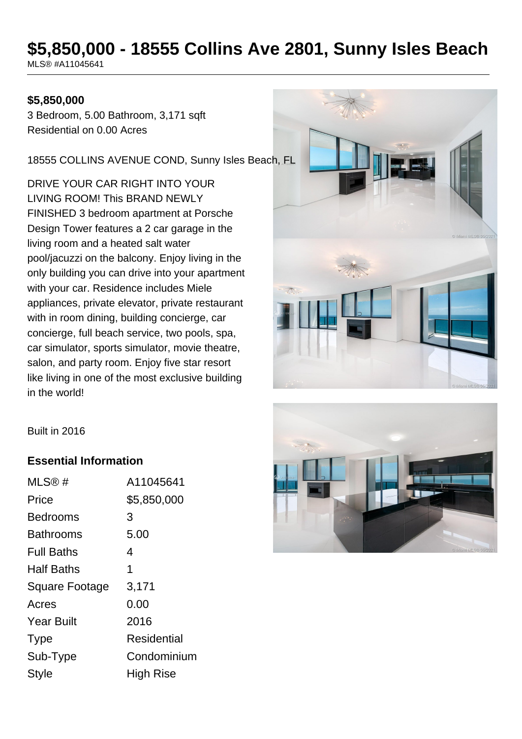# $5,850,000 - 18555 Collins Ave 2801, Sunny Isles Beach

MLS® #A11045641

**$5,850,000**

3 Bedroom, 5.00 Bathroom, 3,171 sqft

Residential on 0.00 Acres

18555 COLLINS AVENUE COND, Sunny Isles Beach, FL

DRIVE YOUR CAR RIGHT INTO YOUR LIVING ROOM! This BRAND NEWLY FINISHED 3 bedroom apartment at Porsche Design Tower features a 2 car garage in the living room and a heated salt water pool/jacuzzi on the balcony. Enjoy living in the only building you can drive into your apartment with your car. Residence includes Miele appliances, private elevator, private restaurant with in room dining, building concierge, car concierge, full beach service, two pools, spa, car simulator, sports simulator, movie theatre, salon, and party room. Enjoy five star resort like living in one of the most exclusive building in the world!

Built in 2016

### Essential Information

| | |
|---|---|
| MLS® # | A11045641 |
| Price | $5,850,000 |
| Bedrooms | 3 |
| Bathrooms | 5.00 |
| Full Baths | 4 |
| Half Baths | 1 |
| Square Footage | 3,171 |
| Acres | 0.00 |
| Year Built | 2016 |
| Type | Residential |
| Sub-Type | Condominium |
| Style | High Rise |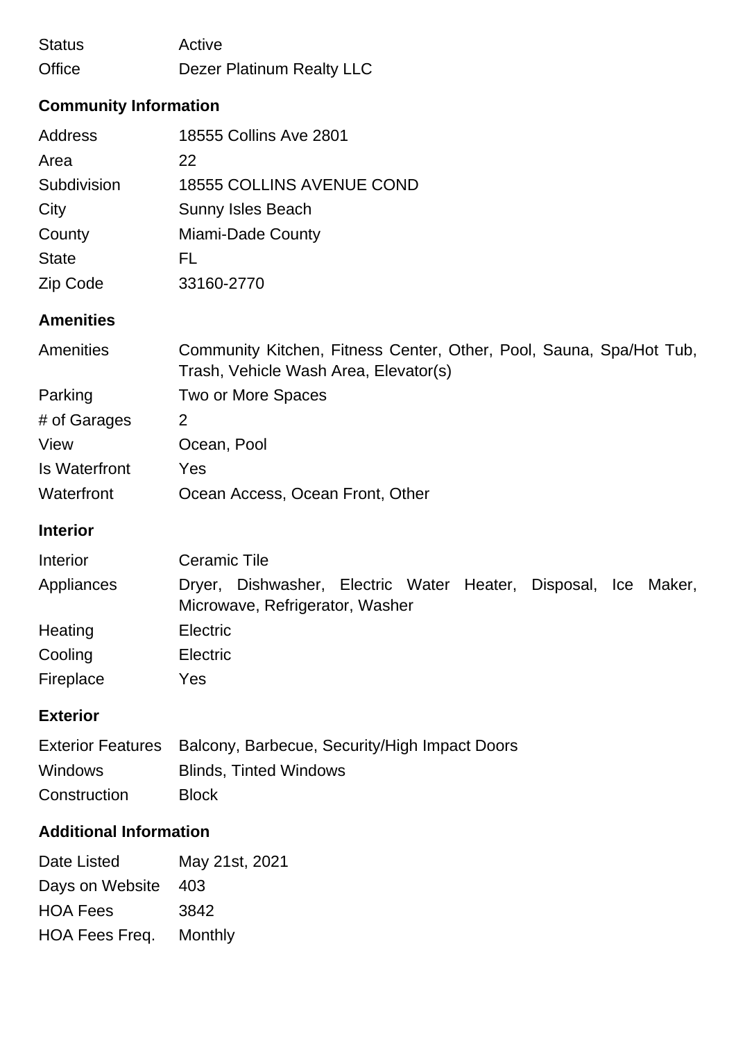| | |
|---|---|
| Status | Active |
| Office | Dezer Platinum Realty LLC |

## Community Information

| | |
|---|---|
| Address | 18555 Collins Ave 2801 |
| Area | 22 |
| Subdivision | 18555 COLLINS AVENUE COND |
| City | Sunny Isles Beach |
| County | Miami-Dade County |
| State | FL |
| Zip Code | 33160-2770 |

## Amenities

| | |
|---|---|
| Amenities | Community Kitchen, Fitness Center, Other, Pool, Sauna, Spa/Hot Tub, Trash, Vehicle Wash Area, Elevator(s) |
| Parking | Two or More Spaces |
| # of Garages | 2 |
| View | Ocean, Pool |
| Is Waterfront | Yes |
| Waterfront | Ocean Access, Ocean Front, Other |

## Interior

| | |
|---|---|
| Interior | Ceramic Tile |
| Appliances | Dryer, Dishwasher, Electric Water Heater, Disposal, Ice Maker, Microwave, Refrigerator, Washer |
| Heating | Electric |
| Cooling | Electric |
| Fireplace | Yes |

## Exterior

| | |
|---|---|
| Exterior Features | Balcony, Barbecue, Security/High Impact Doors |
| Windows | Blinds, Tinted Windows |
| Construction | Block |

## Additional Information

| | |
|---|---|
| Date Listed | May 21st, 2021 |
| Days on Website | 403 |
| HOA Fees | 3842 |
| HOA Fees Freq. | Monthly |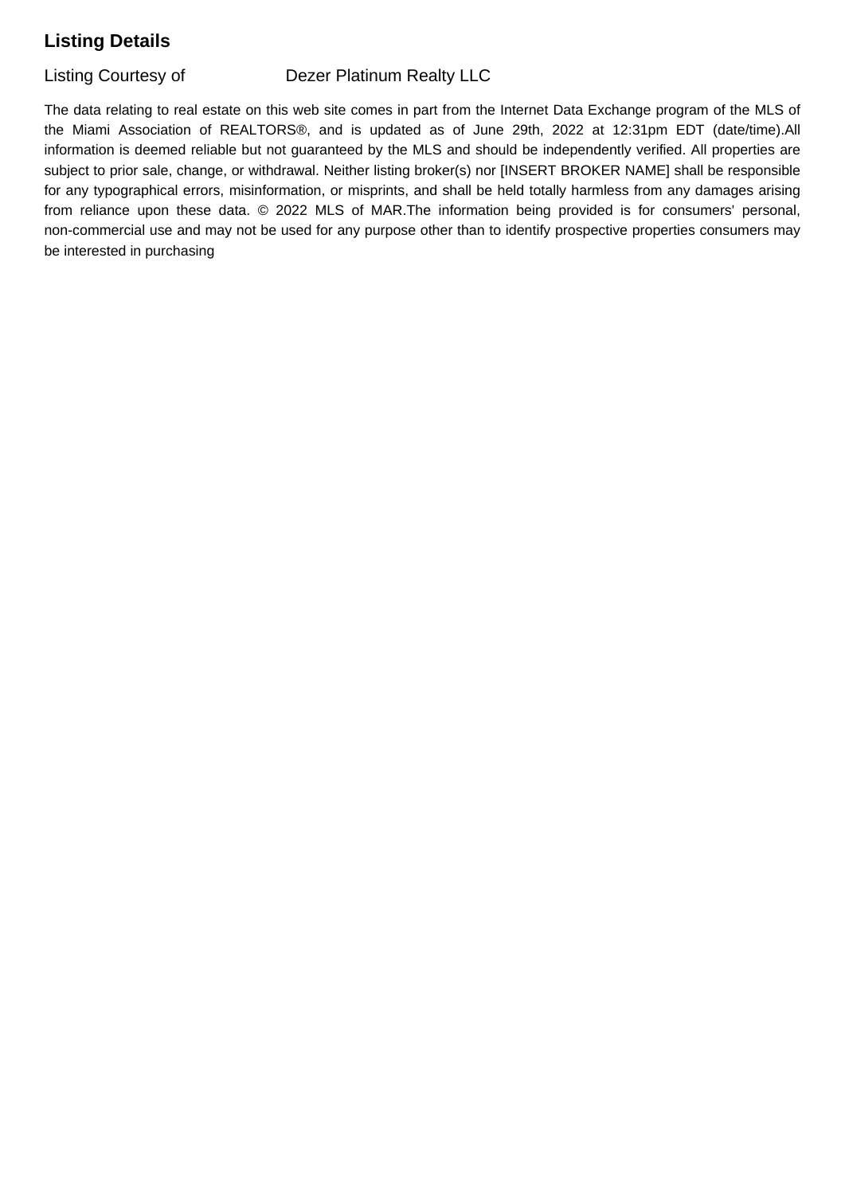## Listing Details

Listing Courtesy of Dezer Platinum Realty LLC

The data relating to real estate on this web site comes in part from the Internet Data Exchange program of the MLS of the Miami Association of REALTORS®, and is updated as of June 29th, 2022 at 12:31pm EDT (date/time).All information is deemed reliable but not guaranteed by the MLS and should be independently verified. All properties are subject to prior sale, change, or withdrawal. Neither listing broker(s) nor [INSERT BROKER NAME] shall be responsible for any typographical errors, misinformation, or misprints, and shall be held totally harmless from any damages arising from reliance upon these data. © 2022 MLS of MAR.The information being provided is for consumers' personal, non-commercial use and may not be used for any purpose other than to identify prospective properties consumers may be interested in purchasing